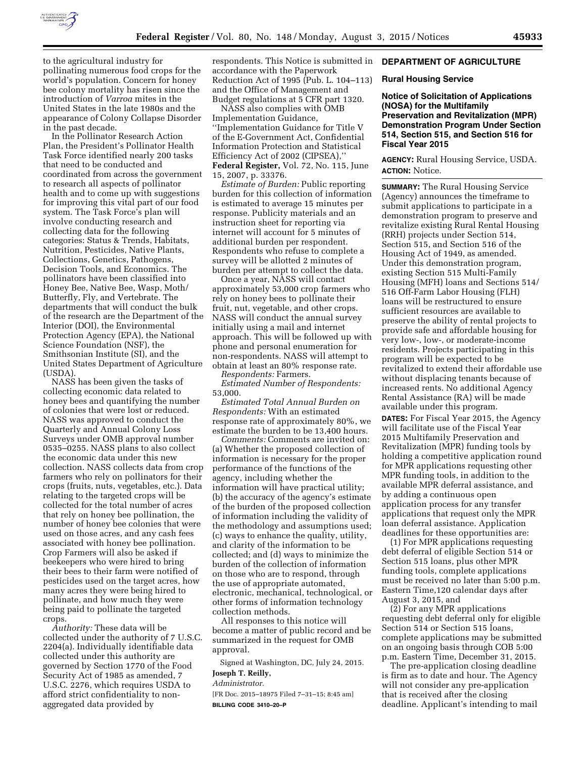to the agricultural industry for pollinating numerous food crops for the world's population. Concern for honey bee colony mortality has risen since the introduction of *Varroa* mites in the United States in the late 1980s and the appearance of Colony Collapse Disorder in the past decade.

In the Pollinator Research Action Plan, the President's Pollinator Health Task Force identified nearly 200 tasks that need to be conducted and coordinated from across the government to research all aspects of pollinator health and to come up with suggestions for improving this vital part of our food system. The Task Force's plan will involve conducting research and collecting data for the following categories: Status & Trends, Habitats, Nutrition, Pesticides, Native Plants, Collections, Genetics, Pathogens, Decision Tools, and Economics. The pollinators have been classified into Honey Bee, Native Bee, Wasp, Moth/Butterfly, Fly, and Vertebrate. The departments that will conduct the bulk of the research are the Department of the Interior (DOI), the Environmental Protection Agency (EPA), the National Science Foundation (NSF), the Smithsonian Institute (SI), and the United States Department of Agriculture (USDA).

NASS has been given the tasks of collecting economic data related to honey bees and quantifying the number of colonies that were lost or reduced. NASS was approved to conduct the Quarterly and Annual Colony Loss Surveys under OMB approval number 0535–0255. NASS plans to also collect the economic data under this new collection. NASS collects data from crop farmers who rely on pollinators for their crops (fruits, nuts, vegetables, etc.). Data relating to the targeted crops will be collected for the total number of acres that rely on honey bee pollination, the number of honey bee colonies that were used on those acres, and any cash fees associated with honey bee pollination. Crop Farmers will also be asked if beekeepers who were hired to bring their bees to their farm were notified of pesticides used on the target acres, how many acres they were being hired to pollinate, and how much they were being paid to pollinate the targeted crops.

*Authority:* These data will be collected under the authority of 7 U.S.C. 2204(a). Individually identifiable data collected under this authority are governed by Section 1770 of the Food Security Act of 1985 as amended, 7 U.S.C. 2276, which requires USDA to afford strict confidentiality to non-aggregated data provided by respondents. This Notice is submitted in accordance with the Paperwork Reduction Act of 1995 (Pub. L. 104–113) and the Office of Management and Budget regulations at 5 CFR part 1320.

NASS also complies with OMB Implementation Guidance, ''Implementation Guidance for Title V of the E-Government Act, Confidential Information Protection and Statistical Efficiency Act of 2002 (CIPSEA),'' **Federal Register,** Vol. 72, No. 115, June 15, 2007, p. 33376.

*Estimate of Burden:* Public reporting burden for this collection of information is estimated to average 15 minutes per response. Publicity materials and an instruction sheet for reporting via internet will account for 5 minutes of additional burden per respondent. Respondents who refuse to complete a survey will be allotted 2 minutes of burden per attempt to collect the data.

Once a year, NASS will contact approximately 53,000 crop farmers who rely on honey bees to pollinate their fruit, nut, vegetable, and other crops. NASS will conduct the annual survey initially using a mail and internet approach. This will be followed up with phone and personal enumeration for non-respondents. NASS will attempt to obtain at least an 80% response rate.

*Respondents:* Farmers.

*Estimated Number of Respondents:* 53,000.

*Estimated Total Annual Burden on Respondents:* With an estimated response rate of approximately 80%, we estimate the burden to be 13,400 hours.

*Comments:* Comments are invited on: (a) Whether the proposed collection of information is necessary for the proper performance of the functions of the agency, including whether the information will have practical utility; (b) the accuracy of the agency's estimate of the burden of the proposed collection of information including the validity of the methodology and assumptions used; (c) ways to enhance the quality, utility, and clarity of the information to be collected; and (d) ways to minimize the burden of the collection of information on those who are to respond, through the use of appropriate automated, electronic, mechanical, technological, or other forms of information technology collection methods.

All responses to this notice will become a matter of public record and be summarized in the request for OMB approval.

Signed at Washington, DC, July 24, 2015.

**Joseph T. Reilly,**

*Administrator.*

[FR Doc. 2015–18975 Filed 7–31–15; 8:45 am]

**BILLING CODE 3410–20–P**

## DEPARTMENT OF AGRICULTURE

### Rural Housing Service

### Notice of Solicitation of Applications (NOSA) for the Multifamily Preservation and Revitalization (MPR) Demonstration Program Under Section 514, Section 515, and Section 516 for Fiscal Year 2015

**AGENCY:** Rural Housing Service, USDA.

**ACTION:** Notice.

**SUMMARY:** The Rural Housing Service (Agency) announces the timeframe to submit applications to participate in a demonstration program to preserve and revitalize existing Rural Rental Housing (RRH) projects under Section 514, Section 515, and Section 516 of the Housing Act of 1949, as amended. Under this demonstration program, existing Section 515 Multi-Family Housing (MFH) loans and Sections 514/516 Off-Farm Labor Housing (FLH) loans will be restructured to ensure sufficient resources are available to preserve the ability of rental projects to provide safe and affordable housing for very low-, low-, or moderate-income residents. Projects participating in this program will be expected to be revitalized to extend their affordable use without displacing tenants because of increased rents. No additional Agency Rental Assistance (RA) will be made available under this program.

**DATES:** For Fiscal Year 2015, the Agency will facilitate use of the Fiscal Year 2015 Multifamily Preservation and Revitalization (MPR) funding tools by holding a competitive application round for MPR applications requesting other MPR funding tools, in addition to the available MPR deferral assistance, and by adding a continuous open application process for any transfer applications that request only the MPR loan deferral assistance. Application deadlines for these opportunities are:

(1) For MPR applications requesting debt deferral of eligible Section 514 or Section 515 loans, plus other MPR funding tools, complete applications must be received no later than 5:00 p.m. Eastern Time,120 calendar days after August 3, 2015, and

(2) For any MPR applications requesting debt deferral only for eligible Section 514 or Section 515 loans, complete applications may be submitted on an ongoing basis through COB 5:00 p.m. Eastern Time, December 31, 2015.

The pre-application closing deadline is firm as to date and hour. The Agency will not consider any pre-application that is received after the closing deadline. Applicant's intending to mail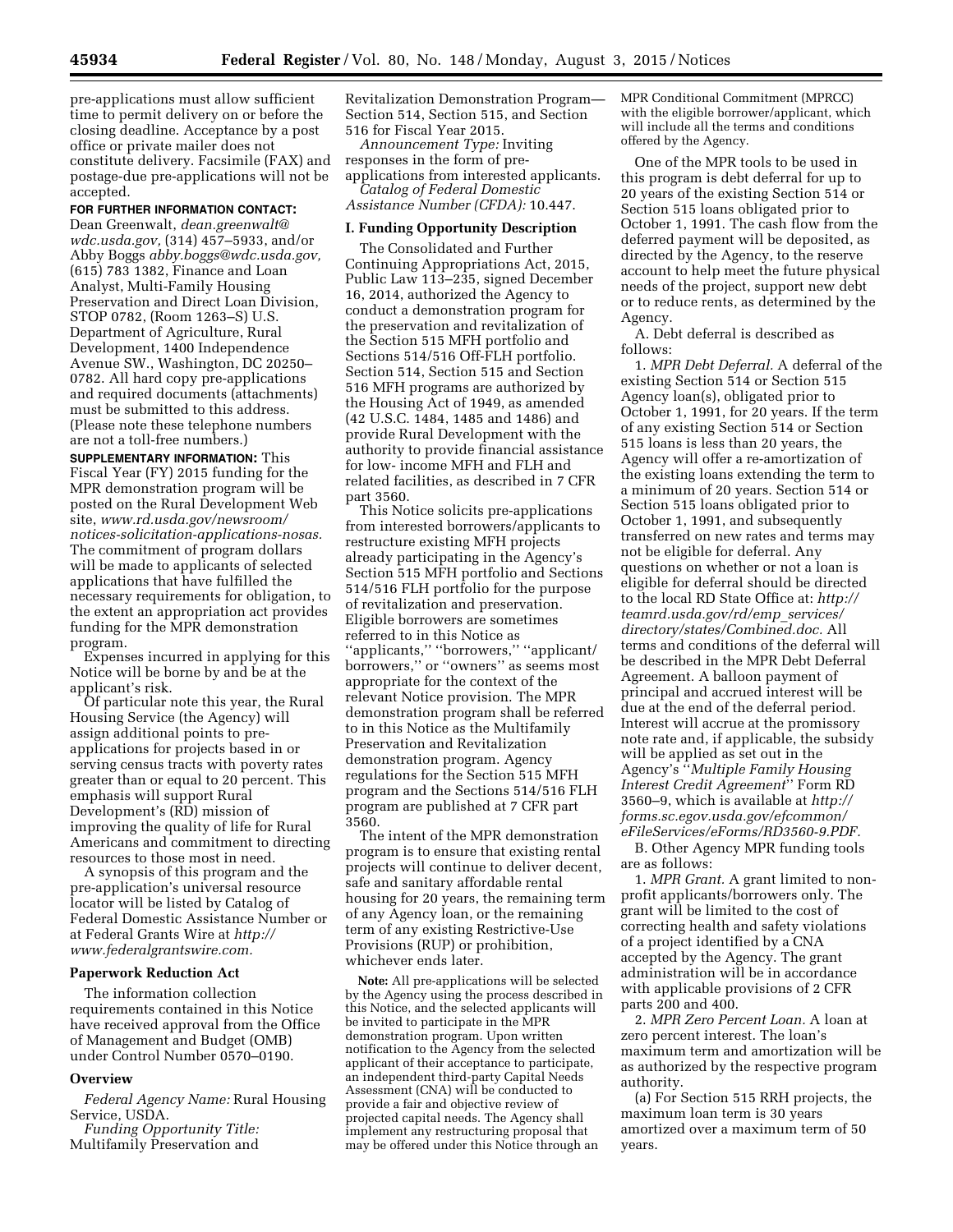pre-applications must allow sufficient time to permit delivery on or before the closing deadline. Acceptance by a post office or private mailer does not constitute delivery. Facsimile (FAX) and postage-due pre-applications will not be accepted.

**FOR FURTHER INFORMATION CONTACT:** Dean Greenwalt, *dean.greenwalt@wdc.usda.gov,* (314) 457–5933, and/or Abby Boggs *abby.boggs@wdc.usda.gov,* (615) 783 1382, Finance and Loan Analyst, Multi-Family Housing Preservation and Direct Loan Division, STOP 0782, (Room 1263–S) U.S. Department of Agriculture, Rural Development, 1400 Independence Avenue SW., Washington, DC 20250–0782. All hard copy pre-applications and required documents (attachments) must be submitted to this address. (Please note these telephone numbers are not a toll-free numbers.)

**SUPPLEMENTARY INFORMATION:** This Fiscal Year (FY) 2015 funding for the MPR demonstration program will be posted on the Rural Development Web site, *www.rd.usda.gov/newsroom/notices-solicitation-applications-nosas.* The commitment of program dollars will be made to applicants of selected applications that have fulfilled the necessary requirements for obligation, to the extent an appropriation act provides funding for the MPR demonstration program.

Expenses incurred in applying for this Notice will be borne by and be at the applicant's risk.

Of particular note this year, the Rural Housing Service (the Agency) will assign additional points to pre-applications for projects based in or serving census tracts with poverty rates greater than or equal to 20 percent. This emphasis will support Rural Development's (RD) mission of improving the quality of life for Rural Americans and commitment to directing resources to those most in need.

A synopsis of this program and the pre-application's universal resource locator will be listed by Catalog of Federal Domestic Assistance Number or at Federal Grants Wire at *http://www.federalgrantswire.com.*

## Paperwork Reduction Act

The information collection requirements contained in this Notice have received approval from the Office of Management and Budget (OMB) under Control Number 0570–0190.

## Overview

*Federal Agency Name:* Rural Housing Service, USDA.

*Funding Opportunity Title:* Multifamily Preservation and Revitalization Demonstration Program—Section 514, Section 515, and Section 516 for Fiscal Year 2015.

*Announcement Type:* Inviting responses in the form of pre-applications from interested applicants.

*Catalog of Federal Domestic Assistance Number (CFDA):* 10.447.

## I. Funding Opportunity Description

The Consolidated and Further Continuing Appropriations Act, 2015, Public Law 113–235, signed December 16, 2014, authorized the Agency to conduct a demonstration program for the preservation and revitalization of the Section 515 MFH portfolio and Sections 514/516 Off-FLH portfolio. Section 514, Section 515 and Section 516 MFH programs are authorized by the Housing Act of 1949, as amended (42 U.S.C. 1484, 1485 and 1486) and provide Rural Development with the authority to provide financial assistance for low- income MFH and FLH and related facilities, as described in 7 CFR part 3560.

This Notice solicits pre-applications from interested borrowers/applicants to restructure existing MFH projects already participating in the Agency's Section 515 MFH portfolio and Sections 514/516 FLH portfolio for the purpose of revitalization and preservation. Eligible borrowers are sometimes referred to in this Notice as ''applicants,'' ''borrowers,'' ''applicant/borrowers,'' or ''owners'' as seems most appropriate for the context of the relevant Notice provision. The MPR demonstration program shall be referred to in this Notice as the Multifamily Preservation and Revitalization demonstration program. Agency regulations for the Section 515 MFH program and the Sections 514/516 FLH program are published at 7 CFR part 3560.

The intent of the MPR demonstration program is to ensure that existing rental projects will continue to deliver decent, safe and sanitary affordable rental housing for 20 years, the remaining term of any Agency loan, or the remaining term of any existing Restrictive-Use Provisions (RUP) or prohibition, whichever ends later.

**Note:** All pre-applications will be selected by the Agency using the process described in this Notice, and the selected applicants will be invited to participate in the MPR demonstration program. Upon written notification to the Agency from the selected applicant of their acceptance to participate, an independent third-party Capital Needs Assessment (CNA) will be conducted to provide a fair and objective review of projected capital needs. The Agency shall implement any restructuring proposal that may be offered under this Notice through an MPR Conditional Commitment (MPRCC) with the eligible borrower/applicant, which will include all the terms and conditions offered by the Agency.

One of the MPR tools to be used in this program is debt deferral for up to 20 years of the existing Section 514 or Section 515 loans obligated prior to October 1, 1991. The cash flow from the deferred payment will be deposited, as directed by the Agency, to the reserve account to help meet the future physical needs of the project, support new debt or to reduce rents, as determined by the Agency.

A. Debt deferral is described as follows:

1. *MPR Debt Deferral.* A deferral of the existing Section 514 or Section 515 Agency loan(s), obligated prior to October 1, 1991, for 20 years. If the term of any existing Section 514 or Section 515 loans is less than 20 years, the Agency will offer a re-amortization of the existing loans extending the term to a minimum of 20 years. Section 514 or Section 515 loans obligated prior to October 1, 1991, and subsequently transferred on new rates and terms may not be eligible for deferral. Any questions on whether or not a loan is eligible for deferral should be directed to the local RD State Office at: *http://teamrd.usda.gov/rd/emp_services/directory/states/Combined.doc.* All terms and conditions of the deferral will be described in the MPR Debt Deferral Agreement. A balloon payment of principal and accrued interest will be due at the end of the deferral period. Interest will accrue at the promissory note rate and, if applicable, the subsidy will be applied as set out in the Agency's ''*Multiple Family Housing Interest Credit Agreement*'' Form RD 3560–9, which is available at *http://forms.sc.egov.usda.gov/efcommon/eFileServices/eForms/RD3560-9.PDF.*

B. Other Agency MPR funding tools are as follows:

1. *MPR Grant.* A grant limited to non-profit applicants/borrowers only. The grant will be limited to the cost of correcting health and safety violations of a project identified by a CNA accepted by the Agency. The grant administration will be in accordance with applicable provisions of 2 CFR parts 200 and 400.

2. *MPR Zero Percent Loan.* A loan at zero percent interest. The loan's maximum term and amortization will be as authorized by the respective program authority.

(a) For Section 515 RRH projects, the maximum loan term is 30 years amortized over a maximum term of 50 years.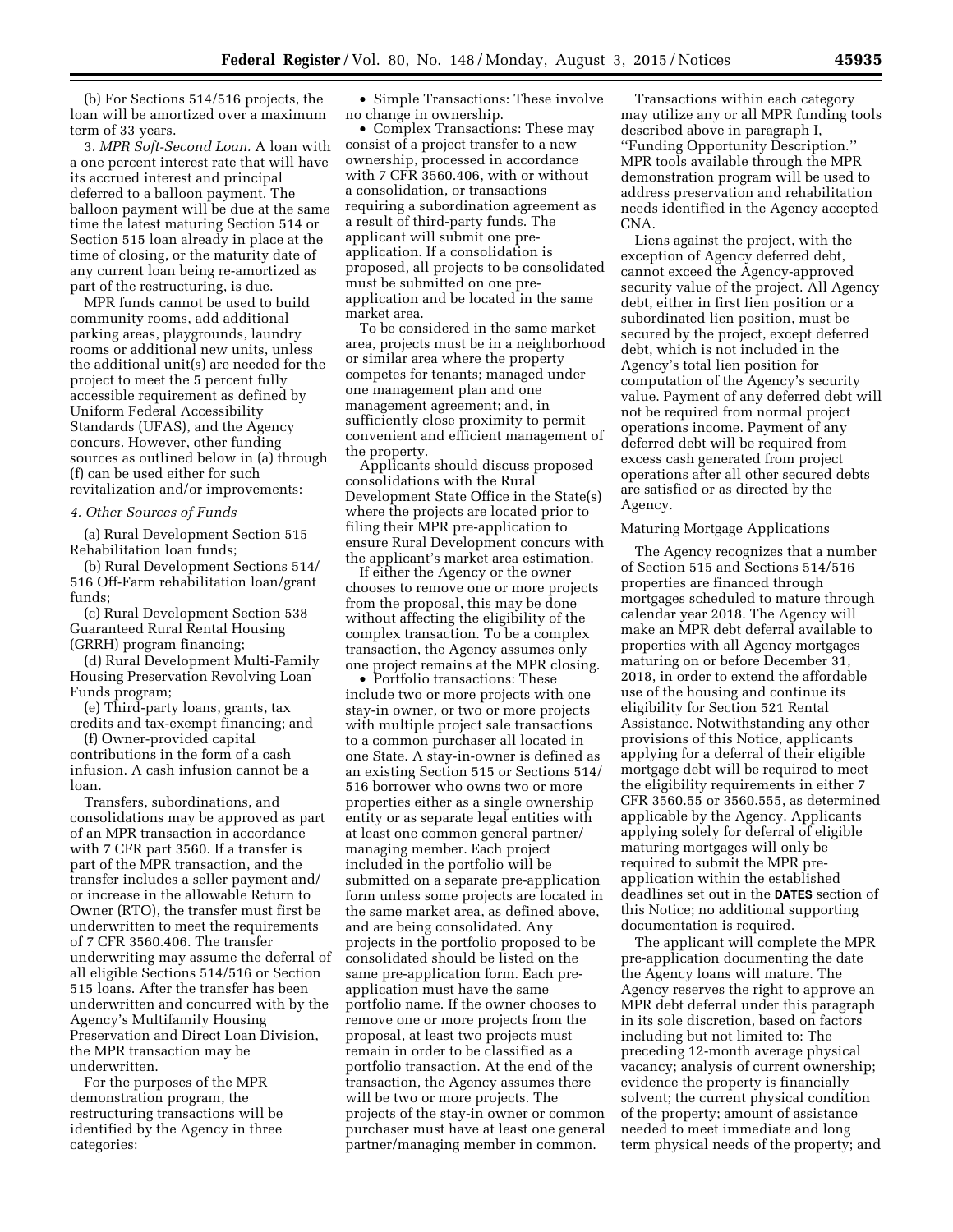(b) For Sections 514/516 projects, the loan will be amortized over a maximum term of 33 years.

3. *MPR Soft-Second Loan.* A loan with a one percent interest rate that will have its accrued interest and principal deferred to a balloon payment. The balloon payment will be due at the same time the latest maturing Section 514 or Section 515 loan already in place at the time of closing, or the maturity date of any current loan being re-amortized as part of the restructuring, is due.

MPR funds cannot be used to build community rooms, add additional parking areas, playgrounds, laundry rooms or additional new units, unless the additional unit(s) are needed for the project to meet the 5 percent fully accessible requirement as defined by Uniform Federal Accessibility Standards (UFAS), and the Agency concurs. However, other funding sources as outlined below in (a) through (f) can be used either for such revitalization and/or improvements:

*4. Other Sources of Funds*

(a) Rural Development Section 515 Rehabilitation loan funds;

(b) Rural Development Sections 514/516 Off-Farm rehabilitation loan/grant funds;

(c) Rural Development Section 538 Guaranteed Rural Rental Housing (GRRH) program financing;

(d) Rural Development Multi-Family Housing Preservation Revolving Loan Funds program;

(e) Third-party loans, grants, tax credits and tax-exempt financing; and

(f) Owner-provided capital contributions in the form of a cash infusion. A cash infusion cannot be a loan.

Transfers, subordinations, and consolidations may be approved as part of an MPR transaction in accordance with 7 CFR part 3560. If a transfer is part of the MPR transaction, and the transfer includes a seller payment and/or increase in the allowable Return to Owner (RTO), the transfer must first be underwritten to meet the requirements of 7 CFR 3560.406. The transfer underwriting may assume the deferral of all eligible Sections 514/516 or Section 515 loans. After the transfer has been underwritten and concurred with by the Agency's Multifamily Housing Preservation and Direct Loan Division, the MPR transaction may be underwritten.

For the purposes of the MPR demonstration program, the restructuring transactions will be identified by the Agency in three categories:

- Simple Transactions: These involve no change in ownership.
- Complex Transactions: These may consist of a project transfer to a new ownership, processed in accordance with 7 CFR 3560.406, with or without a consolidation, or transactions requiring a subordination agreement as a result of third-party funds. The applicant will submit one pre-application. If a consolidation is proposed, all projects to be consolidated must be submitted on one pre-application and be located in the same market area.

To be considered in the same market area, projects must be in a neighborhood or similar area where the property competes for tenants; managed under one management plan and one management agreement; and, in sufficiently close proximity to permit convenient and efficient management of the property.

Applicants should discuss proposed consolidations with the Rural Development State Office in the State(s) where the projects are located prior to filing their MPR pre-application to ensure Rural Development concurs with the applicant's market area estimation.

If either the Agency or the owner chooses to remove one or more projects from the proposal, this may be done without affecting the eligibility of the complex transaction. To be a complex transaction, the Agency assumes only one project remains at the MPR closing.

- Portfolio transactions: These include two or more projects with one stay-in owner, or two or more projects with multiple project sale transactions to a common purchaser all located in one State. A stay-in-owner is defined as an existing Section 515 or Sections 514/516 borrower who owns two or more properties either as a single ownership entity or as separate legal entities with at least one common general partner/managing member. Each project included in the portfolio will be submitted on a separate pre-application form unless some projects are located in the same market area, as defined above, and are being consolidated. Any projects in the portfolio proposed to be consolidated should be listed on the same pre-application form. Each pre-application must have the same portfolio name. If the owner chooses to remove one or more projects from the proposal, at least two projects must remain in order to be classified as a portfolio transaction. At the end of the transaction, the Agency assumes there will be two or more projects. The projects of the stay-in owner or common purchaser must have at least one general partner/managing member in common.

Transactions within each category may utilize any or all MPR funding tools described above in paragraph I, "Funding Opportunity Description." MPR tools available through the MPR demonstration program will be used to address preservation and rehabilitation needs identified in the Agency accepted CNA.

Liens against the project, with the exception of Agency deferred debt, cannot exceed the Agency-approved security value of the project. All Agency debt, either in first lien position or a subordinated lien position, must be secured by the project, except deferred debt, which is not included in the Agency's total lien position for computation of the Agency's security value. Payment of any deferred debt will not be required from normal project operations income. Payment of any deferred debt will be required from excess cash generated from project operations after all other secured debts are satisfied or as directed by the Agency.

Maturing Mortgage Applications

The Agency recognizes that a number of Section 515 and Sections 514/516 properties are financed through mortgages scheduled to mature through calendar year 2018. The Agency will make an MPR debt deferral available to properties with all Agency mortgages maturing on or before December 31, 2018, in order to extend the affordable use of the housing and continue its eligibility for Section 521 Rental Assistance. Notwithstanding any other provisions of this Notice, applicants applying for a deferral of their eligible mortgage debt will be required to meet the eligibility requirements in either 7 CFR 3560.55 or 3560.555, as determined applicable by the Agency. Applicants applying solely for deferral of eligible maturing mortgages will only be required to submit the MPR pre-application within the established deadlines set out in the **DATES** section of this Notice; no additional supporting documentation is required.

The applicant will complete the MPR pre-application documenting the date the Agency loans will mature. The Agency reserves the right to approve an MPR debt deferral under this paragraph in its sole discretion, based on factors including but not limited to: The preceding 12-month average physical vacancy; analysis of current ownership; evidence the property is financially solvent; the current physical condition of the property; amount of assistance needed to meet immediate and long term physical needs of the property; and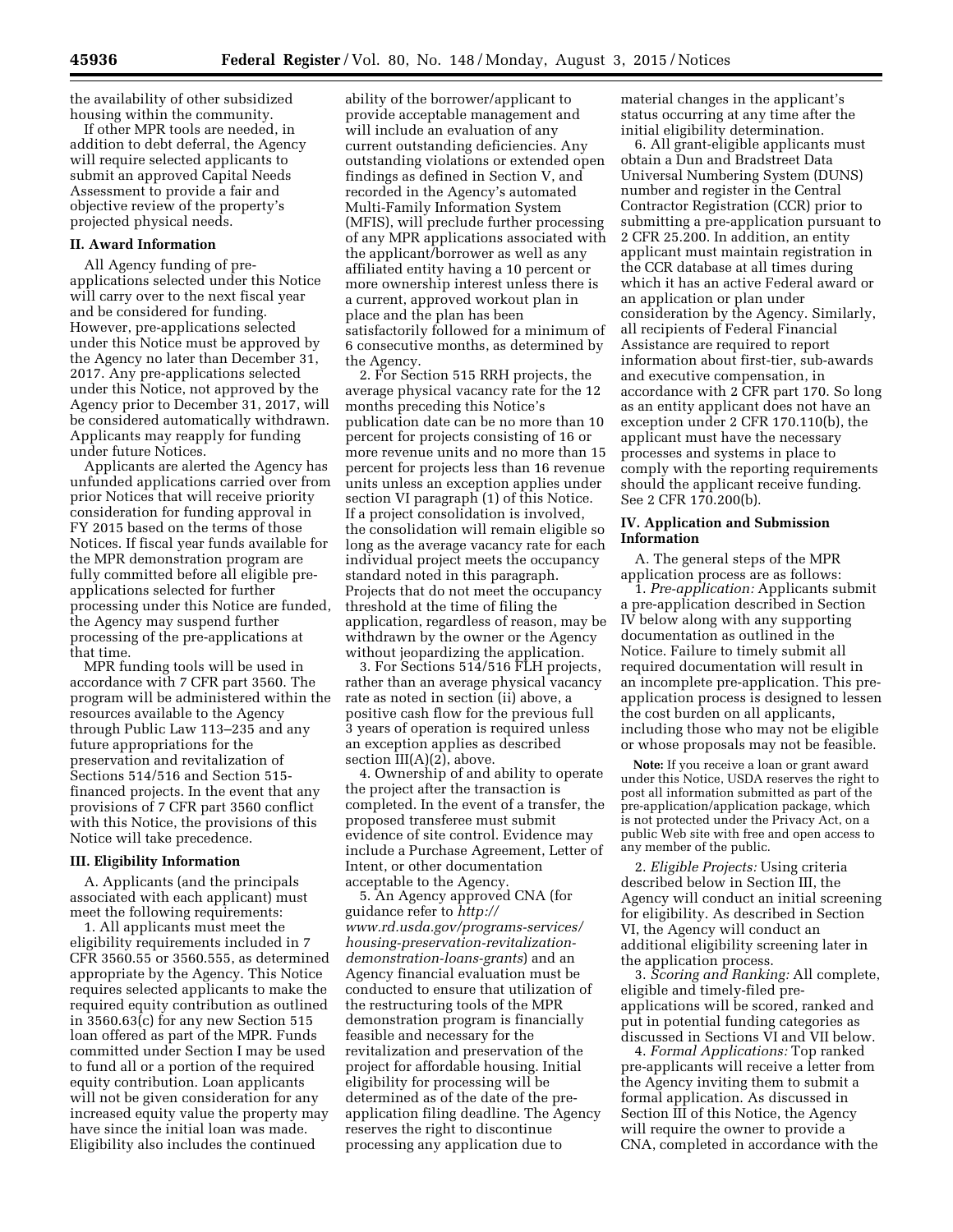the availability of other subsidized housing within the community.

If other MPR tools are needed, in addition to debt deferral, the Agency will require selected applicants to submit an approved Capital Needs Assessment to provide a fair and objective review of the property's projected physical needs.

## II. Award Information

All Agency funding of pre-applications selected under this Notice will carry over to the next fiscal year and be considered for funding. However, pre-applications selected under this Notice must be approved by the Agency no later than December 31, 2017. Any pre-applications selected under this Notice, not approved by the Agency prior to December 31, 2017, will be considered automatically withdrawn. Applicants may reapply for funding under future Notices.

Applicants are alerted the Agency has unfunded applications carried over from prior Notices that will receive priority consideration for funding approval in FY 2015 based on the terms of those Notices. If fiscal year funds available for the MPR demonstration program are fully committed before all eligible pre-applications selected for further processing under this Notice are funded, the Agency may suspend further processing of the pre-applications at that time.

MPR funding tools will be used in accordance with 7 CFR part 3560. The program will be administered within the resources available to the Agency through Public Law 113–235 and any future appropriations for the preservation and revitalization of Sections 514/516 and Section 515-financed projects. In the event that any provisions of 7 CFR part 3560 conflict with this Notice, the provisions of this Notice will take precedence.

## III. Eligibility Information

A. Applicants (and the principals associated with each applicant) must meet the following requirements:

1. All applicants must meet the eligibility requirements included in 7 CFR 3560.55 or 3560.555, as determined appropriate by the Agency. This Notice requires selected applicants to make the required equity contribution as outlined in 3560.63(c) for any new Section 515 loan offered as part of the MPR. Funds committed under Section I may be used to fund all or a portion of the required equity contribution. Loan applicants will not be given consideration for any increased equity value the property may have since the initial loan was made. Eligibility also includes the continued ability of the borrower/applicant to provide acceptable management and will include an evaluation of any current outstanding deficiencies. Any outstanding violations or extended open findings as defined in Section V, and recorded in the Agency's automated Multi-Family Information System (MFIS), will preclude further processing of any MPR applications associated with the applicant/borrower as well as any affiliated entity having a 10 percent or more ownership interest unless there is a current, approved workout plan in place and the plan has been satisfactorily followed for a minimum of 6 consecutive months, as determined by the Agency.

2. For Section 515 RRH projects, the average physical vacancy rate for the 12 months preceding this Notice's publication date can be no more than 10 percent for projects consisting of 16 or more revenue units and no more than 15 percent for projects less than 16 revenue units unless an exception applies under section VI paragraph (1) of this Notice. If a project consolidation is involved, the consolidation will remain eligible so long as the average vacancy rate for each individual project meets the occupancy standard noted in this paragraph. Projects that do not meet the occupancy threshold at the time of filing the application, regardless of reason, may be withdrawn by the owner or the Agency without jeopardizing the application.

3. For Sections 514/516 FLH projects, rather than an average physical vacancy rate as noted in section (ii) above, a positive cash flow for the previous full 3 years of operation is required unless an exception applies as described section III(A)(2), above.

4. Ownership of and ability to operate the project after the transaction is completed. In the event of a transfer, the proposed transferee must submit evidence of site control. Evidence may include a Purchase Agreement, Letter of Intent, or other documentation acceptable to the Agency.

5. An Agency approved CNA (for guidance refer to *http://www.rd.usda.gov/programs-services/housing-preservation-revitalization-demonstration-loans-grants*) and an Agency financial evaluation must be conducted to ensure that utilization of the restructuring tools of the MPR demonstration program is financially feasible and necessary for the revitalization and preservation of the project for affordable housing. Initial eligibility for processing will be determined as of the date of the pre-application filing deadline. The Agency reserves the right to discontinue processing any application due to material changes in the applicant's status occurring at any time after the initial eligibility determination.

6. All grant-eligible applicants must obtain a Dun and Bradstreet Data Universal Numbering System (DUNS) number and register in the Central Contractor Registration (CCR) prior to submitting a pre-application pursuant to 2 CFR 25.200. In addition, an entity applicant must maintain registration in the CCR database at all times during which it has an active Federal award or an application or plan under consideration by the Agency. Similarly, all recipients of Federal Financial Assistance are required to report information about first-tier, sub-awards and executive compensation, in accordance with 2 CFR part 170. So long as an entity applicant does not have an exception under 2 CFR 170.110(b), the applicant must have the necessary processes and systems in place to comply with the reporting requirements should the applicant receive funding. See 2 CFR 170.200(b).

## IV. Application and Submission Information

A. The general steps of the MPR application process are as follows:

1. *Pre-application:* Applicants submit a pre-application described in Section IV below along with any supporting documentation as outlined in the Notice. Failure to timely submit all required documentation will result in an incomplete pre-application. This pre-application process is designed to lessen the cost burden on all applicants, including those who may not be eligible or whose proposals may not be feasible.

**Note:** If you receive a loan or grant award under this Notice, USDA reserves the right to post all information submitted as part of the pre-application/application package, which is not protected under the Privacy Act, on a public Web site with free and open access to any member of the public.

2. *Eligible Projects:* Using criteria described below in Section III, the Agency will conduct an initial screening for eligibility. As described in Section VI, the Agency will conduct an additional eligibility screening later in the application process.

3. *Scoring and Ranking:* All complete, eligible and timely-filed pre-applications will be scored, ranked and put in potential funding categories as discussed in Sections VI and VII below.

4. *Formal Applications:* Top ranked pre-applicants will receive a letter from the Agency inviting them to submit a formal application. As discussed in Section III of this Notice, the Agency will require the owner to provide a CNA, completed in accordance with the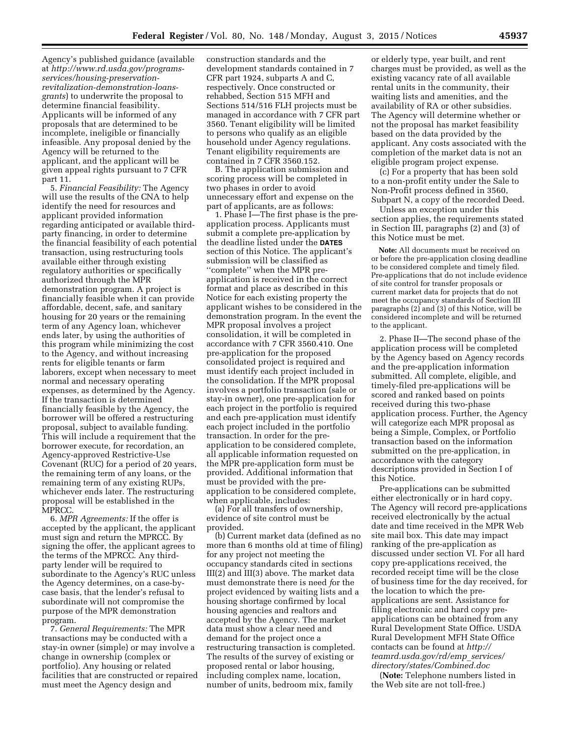Agency's published guidance (available at *http://www.rd.usda.gov/programs-services/housing-preservation-revitalization-demonstration-loans-grants*) to underwrite the proposal to determine financial feasibility. Applicants will be informed of any proposals that are determined to be incomplete, ineligible or financially infeasible. Any proposal denied by the Agency will be returned to the applicant, and the applicant will be given appeal rights pursuant to 7 CFR part 11.

5. *Financial Feasibility:* The Agency will use the results of the CNA to help identify the need for resources and applicant provided information regarding anticipated or available third-party financing, in order to determine the financial feasibility of each potential transaction, using restructuring tools available either through existing regulatory authorities or specifically authorized through the MPR demonstration program. A project is financially feasible when it can provide affordable, decent, safe, and sanitary housing for 20 years or the remaining term of any Agency loan, whichever ends later, by using the authorities of this program while minimizing the cost to the Agency, and without increasing rents for eligible tenants or farm laborers, except when necessary to meet normal and necessary operating expenses, as determined by the Agency. If the transaction is determined financially feasible by the Agency, the borrower will be offered a restructuring proposal, subject to available funding. This will include a requirement that the borrower execute, for recordation, an Agency-approved Restrictive-Use Covenant (RUC) for a period of 20 years, the remaining term of any loans, or the remaining term of any existing RUPs, whichever ends later. The restructuring proposal will be established in the MPRCC.

6. *MPR Agreements:* If the offer is accepted by the applicant, the applicant must sign and return the MPRCC. By signing the offer, the applicant agrees to the terms of the MPRCC. Any third-party lender will be required to subordinate to the Agency's RUC unless the Agency determines, on a case-by-case basis, that the lender's refusal to subordinate will not compromise the purpose of the MPR demonstration program.

7. *General Requirements:* The MPR transactions may be conducted with a stay-in owner (simple) or may involve a change in ownership (complex or portfolio). Any housing or related facilities that are constructed or repaired must meet the Agency design and construction standards and the development standards contained in 7 CFR part 1924, subparts A and C, respectively. Once constructed or rehabbed, Section 515 MFH and Sections 514/516 FLH projects must be managed in accordance with 7 CFR part 3560. Tenant eligibility will be limited to persons who qualify as an eligible household under Agency regulations. Tenant eligibility requirements are contained in 7 CFR 3560.152.

B. The application submission and scoring process will be completed in two phases in order to avoid unnecessary effort and expense on the part of applicants, are as follows:

1. Phase I—The first phase is the pre-application process. Applicants must submit a complete pre-application by the deadline listed under the **DATES** section of this Notice. The applicant's submission will be classified as "complete" when the MPR pre-application is received in the correct format and place as described in this Notice for each existing property the applicant wishes to be considered in the demonstration program. In the event the MPR proposal involves a project consolidation, it will be completed in accordance with 7 CFR 3560.410. One pre-application for the proposed consolidated project is required and must identify each project included in the consolidation. If the MPR proposal involves a portfolio transaction (sale or stay-in owner), one pre-application for each project in the portfolio is required and each pre-application must identify each project included in the portfolio transaction. In order for the pre-application to be considered complete, all applicable information requested on the MPR pre-application form must be provided. Additional information that must be provided with the pre-application to be considered complete, when applicable, includes:

(a) For all transfers of ownership, evidence of site control must be provided.

(b) Current market data (defined as no more than 6 months old at time of filing) for any project not meeting the occupancy standards cited in sections III(2) and III(3) above. The market data must demonstrate there is need *f*or the project evidenced by waiting lists and a housing shortage confirmed by local housing agencies and realtors and accepted by the Agency. The market data must show a clear need and demand for the project once a restructuring transaction is completed. The results of the survey of existing or proposed rental or labor housing, including complex name, location, number of units, bedroom mix, family or elderly type, year built, and rent charges must be provided, as well as the existing vacancy rate of all available rental units in the community, their waiting lists and amenities, and the availability of RA or other subsidies. The Agency will determine whether or not the proposal has market feasibility based on the data provided by the applicant. Any costs associated with the completion of the market data is not an eligible program project expense.

(c) For a property that has been sold to a non-profit entity under the Sale to Non-Profit process defined in 3560, Subpart N, a copy of the recorded Deed.

Unless an exception under this section applies, the requirements stated in Section III, paragraphs (2) and (3) of this Notice must be met.

**Note:** All documents must be received on or before the pre-application closing deadline to be considered complete and timely filed. Pre-applications that do not include evidence of site control for transfer proposals or current market data for projects that do not meet the occupancy standards of Section III paragraphs (2) and (3) of this Notice, will be considered incomplete and will be returned to the applicant.

2. Phase II—The second phase of the application process will be completed by the Agency based on Agency records and the pre-application information submitted. All complete, eligible, and timely-filed pre-applications will be scored and ranked based on points received during this two-phase application process. Further, the Agency will categorize each MPR proposal as being a Simple, Complex, or Portfolio transaction based on the information submitted on the pre-application, in accordance with the category descriptions provided in Section I of this Notice.

Pre-applications can be submitted either electronically or in hard copy. The Agency will record pre-applications received electronically by the actual date and time received in the MPR Web site mail box. This date may impact ranking of the pre-application as discussed under section VI. For all hard copy pre-applications received, the recorded receipt time will be the close of business time for the day received, for the location to which the pre-applications are sent. Assistance for filing electronic and hard copy pre-applications can be obtained from any Rural Development State Office. USDA Rural Development MFH State Office contacts can be found at *http://teamrd.usda.gov/rd/emp_services/directory/states/Combined.doc*

(**Note:** Telephone numbers listed in the Web site are not toll-free.)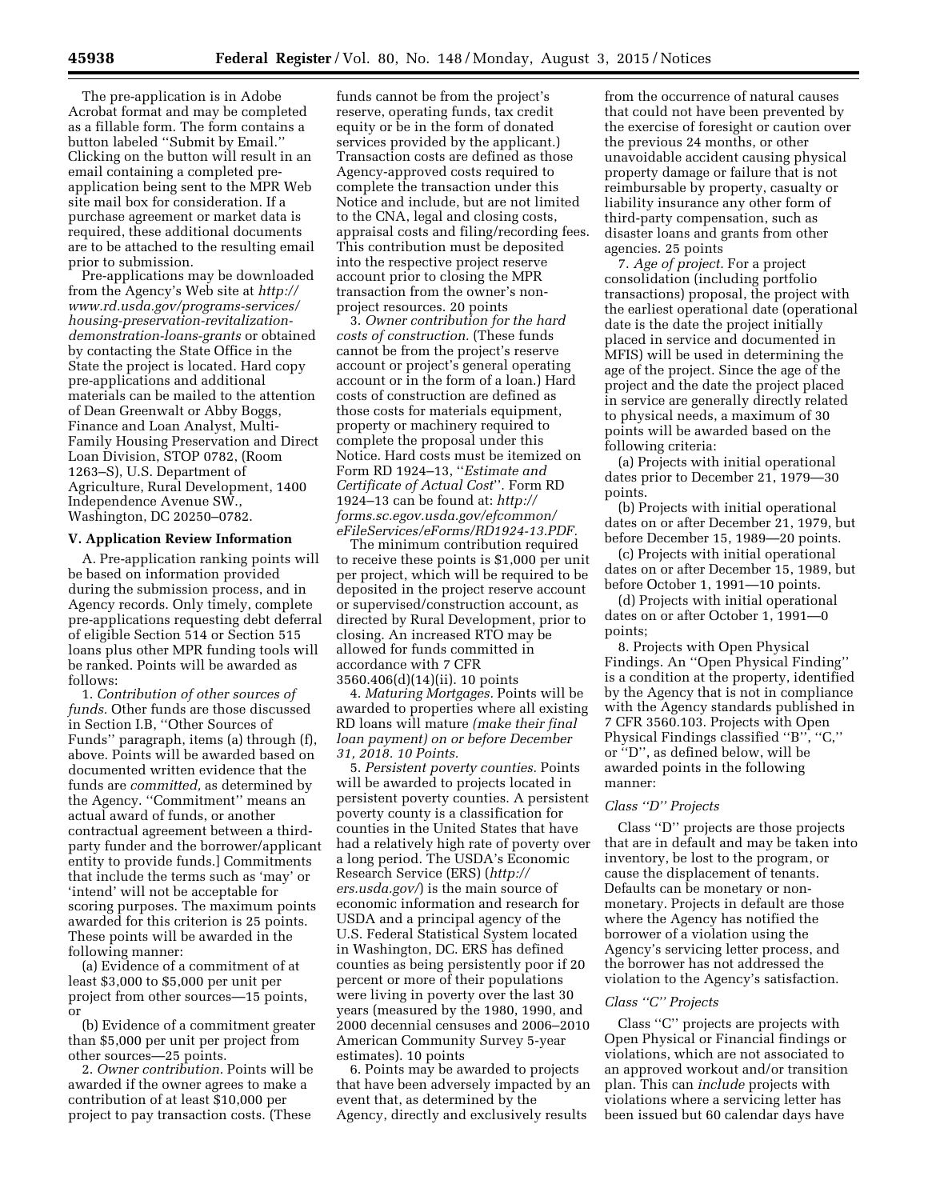The pre-application is in Adobe Acrobat format and may be completed as a fillable form. The form contains a button labeled ''Submit by Email.'' Clicking on the button will result in an email containing a completed pre-application being sent to the MPR Web site mail box for consideration. If a purchase agreement or market data is required, these additional documents are to be attached to the resulting email prior to submission.

Pre-applications may be downloaded from the Agency's Web site at *http://www.rd.usda.gov/programs-services/housing-preservation-revitalization-demonstration-loans-grants* or obtained by contacting the State Office in the State the project is located. Hard copy pre-applications and additional materials can be mailed to the attention of Dean Greenwalt or Abby Boggs, Finance and Loan Analyst, Multi-Family Housing Preservation and Direct Loan Division, STOP 0782, (Room 1263–S), U.S. Department of Agriculture, Rural Development, 1400 Independence Avenue SW., Washington, DC 20250–0782.

## V. Application Review Information

A. Pre-application ranking points will be based on information provided during the submission process, and in Agency records. Only timely, complete pre-applications requesting debt deferral of eligible Section 514 or Section 515 loans plus other MPR funding tools will be ranked. Points will be awarded as follows:

1. *Contribution of other sources of funds.* Other funds are those discussed in Section I.B, ''Other Sources of Funds'' paragraph, items (a) through (f), above. Points will be awarded based on documented written evidence that the funds are *committed,* as determined by the Agency. ''Commitment'' means an actual award of funds, or another contractual agreement between a third-party funder and the borrower/applicant entity to provide funds.] Commitments that include the terms such as 'may' or 'intend' will not be acceptable for scoring purposes. The maximum points awarded for this criterion is 25 points. These points will be awarded in the following manner:

(a) Evidence of a commitment of at least \$3,000 to \$5,000 per unit per project from other sources—15 points, or

(b) Evidence of a commitment greater than \$5,000 per unit per project from other sources—25 points.

2. *Owner contribution.* Points will be awarded if the owner agrees to make a contribution of at least \$10,000 per project to pay transaction costs. (These funds cannot be from the project's reserve, operating funds, tax credit equity or be in the form of donated services provided by the applicant.) Transaction costs are defined as those Agency-approved costs required to complete the transaction under this Notice and include, but are not limited to the CNA, legal and closing costs, appraisal costs and filing/recording fees. This contribution must be deposited into the respective project reserve account prior to closing the MPR transaction from the owner's non-project resources. 20 points

3. *Owner contribution for the hard costs of construction.* (These funds cannot be from the project's reserve account or project's general operating account or in the form of a loan.) Hard costs of construction are defined as those costs for materials equipment, property or machinery required to complete the proposal under this Notice. Hard costs must be itemized on Form RD 1924–13, ''*Estimate and Certificate of Actual Cost*''. Form RD 1924–13 can be found at: *http://forms.sc.egov.usda.gov/efcommon/eFileServices/eForms/RD1924-13.PDF.*

The minimum contribution required to receive these points is \$1,000 per unit per project, which will be required to be deposited in the project reserve account or supervised/construction account, as directed by Rural Development, prior to closing. An increased RTO may be allowed for funds committed in accordance with 7 CFR 3560.406(d)(14)(ii). 10 points

4. *Maturing Mortgages.* Points will be awarded to properties where all existing RD loans will mature *(make their final loan payment) on or before December 31, 2018. 10 Points.*

5. *Persistent poverty counties.* Points will be awarded to projects located in persistent poverty counties. A persistent poverty county is a classification for counties in the United States that have had a relatively high rate of poverty over a long period. The USDA's Economic Research Service (ERS) (*http://ers.usda.gov/*) is the main source of economic information and research for USDA and a principal agency of the U.S. Federal Statistical System located in Washington, DC. ERS has defined counties as being persistently poor if 20 percent or more of their populations were living in poverty over the last 30 years (measured by the 1980, 1990, and 2000 decennial censuses and 2006–2010 American Community Survey 5-year estimates). 10 points

6. Points may be awarded to projects that have been adversely impacted by an event that, as determined by the Agency, directly and exclusively results from the occurrence of natural causes that could not have been prevented by the exercise of foresight or caution over the previous 24 months, or other unavoidable accident causing physical property damage or failure that is not reimbursable by property, casualty or liability insurance any other form of third-party compensation, such as disaster loans and grants from other agencies. 25 points

7. *Age of project.* For a project consolidation (including portfolio transactions) proposal, the project with the earliest operational date (operational date is the date the project initially placed in service and documented in MFIS) will be used in determining the age of the project. Since the age of the project and the date the project placed in service are generally directly related to physical needs, a maximum of 30 points will be awarded based on the following criteria:

(a) Projects with initial operational dates prior to December 21, 1979—30 points.

(b) Projects with initial operational dates on or after December 21, 1979, but before December 15, 1989—20 points.

(c) Projects with initial operational dates on or after December 15, 1989, but before October 1, 1991—10 points.

(d) Projects with initial operational dates on or after October 1, 1991—0 points;

8. Projects with Open Physical Findings. An ''Open Physical Finding'' is a condition at the property, identified by the Agency that is not in compliance with the Agency standards published in 7 CFR 3560.103. Projects with Open Physical Findings classified ''B'', ''C,'' or ''D'', as defined below, will be awarded points in the following manner:

*Class ''D'' Projects*

Class ''D'' projects are those projects that are in default and may be taken into inventory, be lost to the program, or cause the displacement of tenants. Defaults can be monetary or non-monetary. Projects in default are those where the Agency has notified the borrower of a violation using the Agency's servicing letter process, and the borrower has not addressed the violation to the Agency's satisfaction.

*Class ''C'' Projects*

Class ''C'' projects are projects with Open Physical or Financial findings or violations, which are not associated to an approved workout and/or transition plan. This can *include* projects with violations where a servicing letter has been issued but 60 calendar days have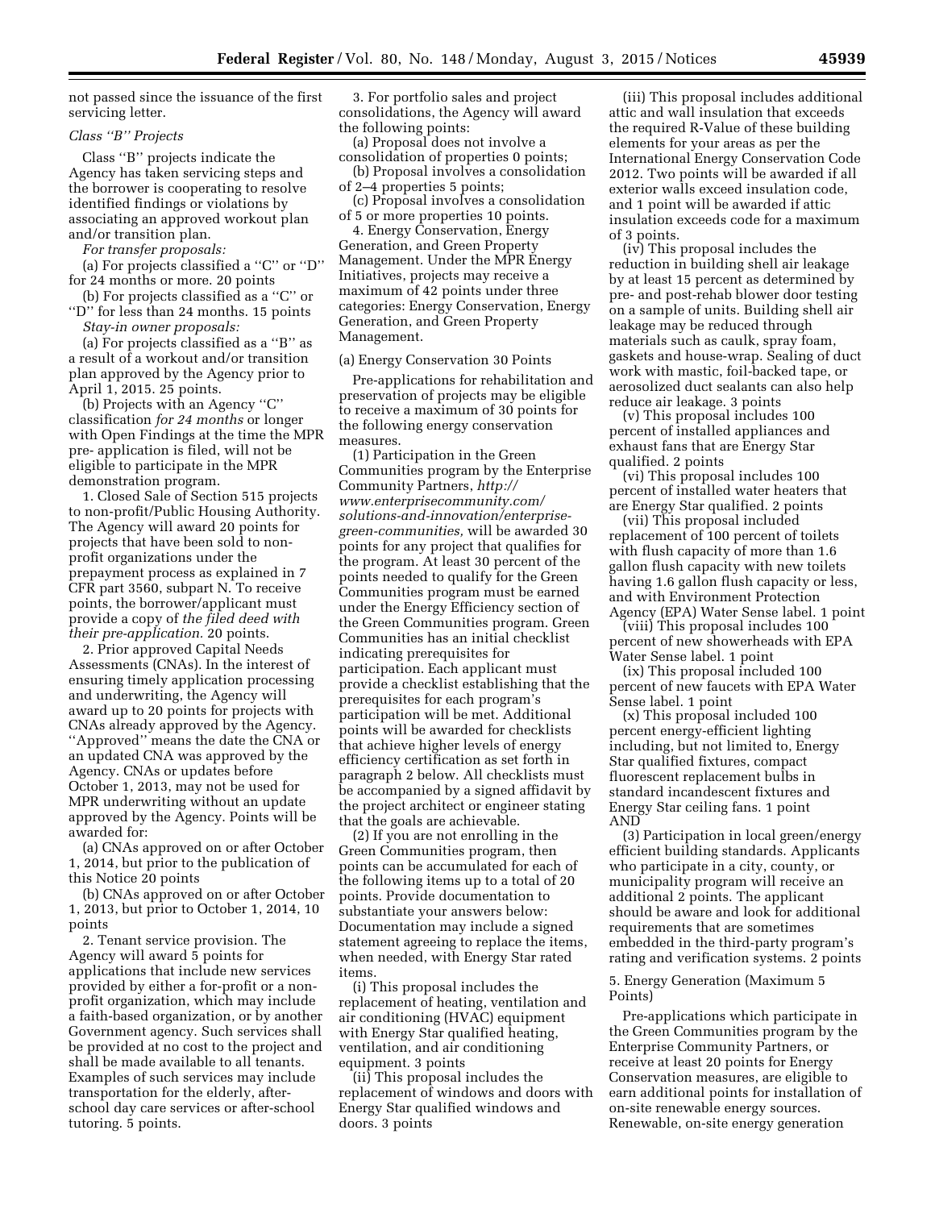not passed since the issuance of the first servicing letter.

*Class "B" Projects*

Class "B" projects indicate the Agency has taken servicing steps and the borrower is cooperating to resolve identified findings or violations by associating an approved workout plan and/or transition plan.

*For transfer proposals:*

(a) For projects classified a "C" or "D" for 24 months or more. 20 points

(b) For projects classified as a "C" or "D" for less than 24 months. 15 points

*Stay-in owner proposals:*

(a) For projects classified as a "B" as a result of a workout and/or transition plan approved by the Agency prior to April 1, 2015. 25 points.

(b) Projects with an Agency "C" classification *for 24 months* or longer with Open Findings at the time the MPR pre- application is filed, will not be eligible to participate in the MPR demonstration program.

1. Closed Sale of Section 515 projects to non-profit/Public Housing Authority. The Agency will award 20 points for projects that have been sold to non-profit organizations under the prepayment process as explained in 7 CFR part 3560, subpart N. To receive points, the borrower/applicant must provide a copy of *the filed deed with their pre-application.* 20 points.

2. Prior approved Capital Needs Assessments (CNAs). In the interest of ensuring timely application processing and underwriting, the Agency will award up to 20 points for projects with CNAs already approved by the Agency. "Approved" means the date the CNA or an updated CNA was approved by the Agency. CNAs or updates before October 1, 2013, may not be used for MPR underwriting without an update approved by the Agency. Points will be awarded for:

(a) CNAs approved on or after October 1, 2014, but prior to the publication of this Notice 20 points

(b) CNAs approved on or after October 1, 2013, but prior to October 1, 2014, 10 points

2. Tenant service provision. The Agency will award 5 points for applications that include new services provided by either a for-profit or a non-profit organization, which may include a faith-based organization, or by another Government agency. Such services shall be provided at no cost to the project and shall be made available to all tenants. Examples of such services may include transportation for the elderly, after-school day care services or after-school tutoring. 5 points.

3. For portfolio sales and project consolidations, the Agency will award the following points:

(a) Proposal does not involve a consolidation of properties 0 points;

(b) Proposal involves a consolidation of 2–4 properties 5 points;

(c) Proposal involves a consolidation of 5 or more properties 10 points.

4. Energy Conservation, Energy Generation, and Green Property Management. Under the MPR Energy Initiatives, projects may receive a maximum of 42 points under three categories: Energy Conservation, Energy Generation, and Green Property Management.

(a) Energy Conservation 30 Points

Pre-applications for rehabilitation and preservation of projects may be eligible to receive a maximum of 30 points for the following energy conservation measures.

(1) Participation in the Green Communities program by the Enterprise Community Partners, *http://www.enterprisecommunity.com/solutions-and-innovation/enterprise-green-communities,* will be awarded 30 points for any project that qualifies for the program. At least 30 percent of the points needed to qualify for the Green Communities program must be earned under the Energy Efficiency section of the Green Communities program. Green Communities has an initial checklist indicating prerequisites for participation. Each applicant must provide a checklist establishing that the prerequisites for each program's participation will be met. Additional points will be awarded for checklists that achieve higher levels of energy efficiency certification as set forth in paragraph 2 below. All checklists must be accompanied by a signed affidavit by the project architect or engineer stating that the goals are achievable.

(2) If you are not enrolling in the Green Communities program, then points can be accumulated for each of the following items up to a total of 20 points. Provide documentation to substantiate your answers below: Documentation may include a signed statement agreeing to replace the items, when needed, with Energy Star rated items.

(i) This proposal includes the replacement of heating, ventilation and air conditioning (HVAC) equipment with Energy Star qualified heating, ventilation, and air conditioning equipment. 3 points

(ii) This proposal includes the replacement of windows and doors with Energy Star qualified windows and doors. 3 points

(iii) This proposal includes additional attic and wall insulation that exceeds the required R-Value of these building elements for your areas as per the International Energy Conservation Code 2012. Two points will be awarded if all exterior walls exceed insulation code, and 1 point will be awarded if attic insulation exceeds code for a maximum of 3 points.

(iv) This proposal includes the reduction in building shell air leakage by at least 15 percent as determined by pre- and post-rehab blower door testing on a sample of units. Building shell air leakage may be reduced through materials such as caulk, spray foam, gaskets and house-wrap. Sealing of duct work with mastic, foil-backed tape, or aerosolized duct sealants can also help reduce air leakage. 3 points

(v) This proposal includes 100 percent of installed appliances and exhaust fans that are Energy Star qualified. 2 points

(vi) This proposal includes 100 percent of installed water heaters that are Energy Star qualified. 2 points

(vii) This proposal included replacement of 100 percent of toilets with flush capacity of more than 1.6 gallon flush capacity with new toilets having 1.6 gallon flush capacity or less, and with Environment Protection Agency (EPA) Water Sense label. 1 point

(viii) This proposal includes 100 percent of new showerheads with EPA Water Sense label. 1 point

(ix) This proposal included 100 percent of new faucets with EPA Water Sense label. 1 point

(x) This proposal included 100 percent energy-efficient lighting including, but not limited to, Energy Star qualified fixtures, compact fluorescent replacement bulbs in standard incandescent fixtures and Energy Star ceiling fans. 1 point

AND

(3) Participation in local green/energy efficient building standards. Applicants who participate in a city, county, or municipality program will receive an additional 2 points. The applicant should be aware and look for additional requirements that are sometimes embedded in the third-party program's rating and verification systems. 2 points

5. Energy Generation (Maximum 5 Points)

Pre-applications which participate in the Green Communities program by the Enterprise Community Partners, or receive at least 20 points for Energy Conservation measures, are eligible to earn additional points for installation of on-site renewable energy sources. Renewable, on-site energy generation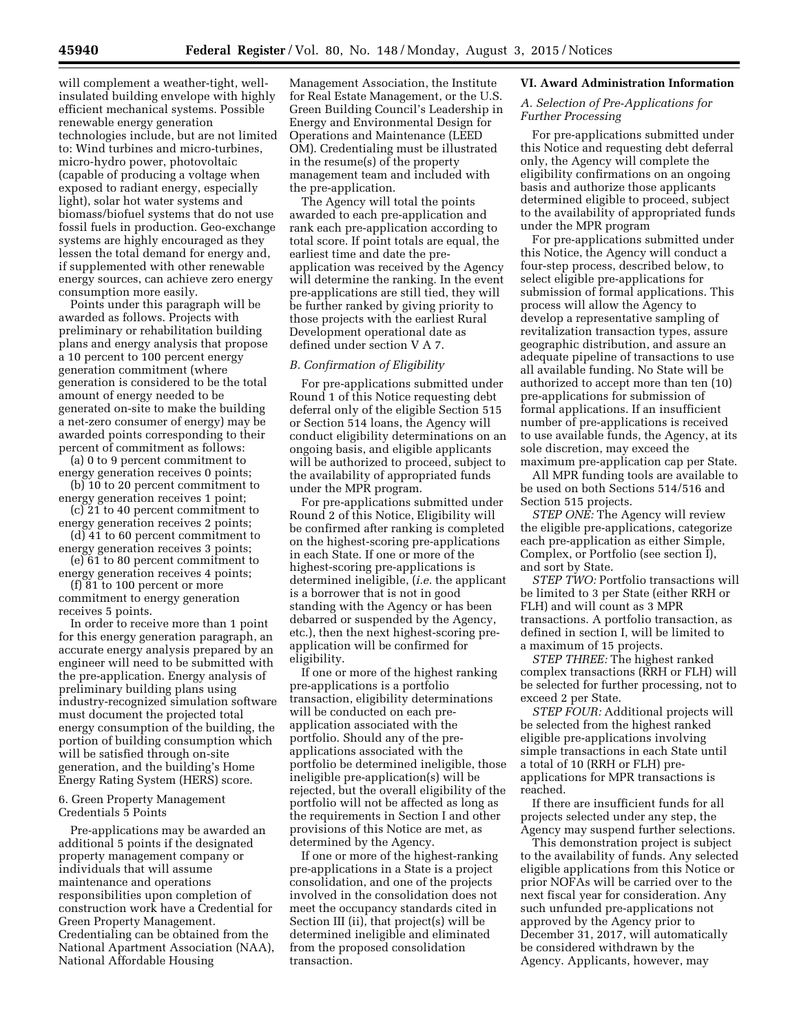will complement a weather-tight, well-insulated building envelope with highly efficient mechanical systems. Possible renewable energy generation technologies include, but are not limited to: Wind turbines and micro-turbines, micro-hydro power, photovoltaic (capable of producing a voltage when exposed to radiant energy, especially light), solar hot water systems and biomass/biofuel systems that do not use fossil fuels in production. Geo-exchange systems are highly encouraged as they lessen the total demand for energy and, if supplemented with other renewable energy sources, can achieve zero energy consumption more easily.

Points under this paragraph will be awarded as follows. Projects with preliminary or rehabilitation building plans and energy analysis that propose a 10 percent to 100 percent energy generation commitment (where generation is considered to be the total amount of energy needed to be generated on-site to make the building a net-zero consumer of energy) may be awarded points corresponding to their percent of commitment as follows:

(a) 0 to 9 percent commitment to energy generation receives 0 points;

(b) 10 to 20 percent commitment to energy generation receives 1 point;

(c) 21 to 40 percent commitment to energy generation receives 2 points;

(d) 41 to 60 percent commitment to energy generation receives 3 points;

(e) 61 to 80 percent commitment to energy generation receives 4 points;

(f) 81 to 100 percent or more commitment to energy generation receives 5 points.

In order to receive more than 1 point for this energy generation paragraph, an accurate energy analysis prepared by an engineer will need to be submitted with the pre-application. Energy analysis of preliminary building plans using industry-recognized simulation software must document the projected total energy consumption of the building, the portion of building consumption which will be satisfied through on-site generation, and the building's Home Energy Rating System (HERS) score.

6. Green Property Management Credentials 5 Points

Pre-applications may be awarded an additional 5 points if the designated property management company or individuals that will assume maintenance and operations responsibilities upon completion of construction work have a Credential for Green Property Management. Credentialing can be obtained from the National Apartment Association (NAA), National Affordable Housing Management Association, the Institute for Real Estate Management, or the U.S. Green Building Council's Leadership in Energy and Environmental Design for Operations and Maintenance (LEED OM). Credentialing must be illustrated in the resume(s) of the property management team and included with the pre-application.

The Agency will total the points awarded to each pre-application and rank each pre-application according to total score. If point totals are equal, the earliest time and date the pre-application was received by the Agency will determine the ranking. In the event pre-applications are still tied, they will be further ranked by giving priority to those projects with the earliest Rural Development operational date as defined under section V A 7.

*B. Confirmation of Eligibility*

For pre-applications submitted under Round 1 of this Notice requesting debt deferral only of the eligible Section 515 or Section 514 loans, the Agency will conduct eligibility determinations on an ongoing basis, and eligible applicants will be authorized to proceed, subject to the availability of appropriated funds under the MPR program.

For pre-applications submitted under Round 2 of this Notice, Eligibility will be confirmed after ranking is completed on the highest-scoring pre-applications in each State. If one or more of the highest-scoring pre-applications is determined ineligible, (*i.e.* the applicant is a borrower that is not in good standing with the Agency or has been debarred or suspended by the Agency, etc.), then the next highest-scoring pre-application will be confirmed for eligibility.

If one or more of the highest ranking pre-applications is a portfolio transaction, eligibility determinations will be conducted on each pre-application associated with the portfolio. Should any of the pre-applications associated with the portfolio be determined ineligible, those ineligible pre-application(s) will be rejected, but the overall eligibility of the portfolio will not be affected as long as the requirements in Section I and other provisions of this Notice are met, as determined by the Agency.

If one or more of the highest-ranking pre-applications in a State is a project consolidation, and one of the projects involved in the consolidation does not meet the occupancy standards cited in Section III (ii), that project(s) will be determined ineligible and eliminated from the proposed consolidation transaction.

## VI. Award Administration Information

*A. Selection of Pre-Applications for Further Processing*

For pre-applications submitted under this Notice and requesting debt deferral only, the Agency will complete the eligibility confirmations on an ongoing basis and authorize those applicants determined eligible to proceed, subject to the availability of appropriated funds under the MPR program

For pre-applications submitted under this Notice, the Agency will conduct a four-step process, described below, to select eligible pre-applications for submission of formal applications. This process will allow the Agency to develop a representative sampling of revitalization transaction types, assure geographic distribution, and assure an adequate pipeline of transactions to use all available funding. No State will be authorized to accept more than ten (10) pre-applications for submission of formal applications. If an insufficient number of pre-applications is received to use available funds, the Agency, at its sole discretion, may exceed the maximum pre-application cap per State.

All MPR funding tools are available to be used on both Sections 514/516 and Section 515 projects.

*STEP ONE:* The Agency will review the eligible pre-applications, categorize each pre-application as either Simple, Complex, or Portfolio (see section I), and sort by State.

*STEP TWO:* Portfolio transactions will be limited to 3 per State (either RRH or FLH) and will count as 3 MPR transactions. A portfolio transaction, as defined in section I, will be limited to a maximum of 15 projects.

*STEP THREE:* The highest ranked complex transactions (RRH or FLH) will be selected for further processing, not to exceed 2 per State.

*STEP FOUR:* Additional projects will be selected from the highest ranked eligible pre-applications involving simple transactions in each State until a total of 10 (RRH or FLH) pre-applications for MPR transactions is reached.

If there are insufficient funds for all projects selected under any step, the Agency may suspend further selections.

This demonstration project is subject to the availability of funds. Any selected eligible applications from this Notice or prior NOFAs will be carried over to the next fiscal year for consideration. Any such unfunded pre-applications not approved by the Agency prior to December 31, 2017, will automatically be considered withdrawn by the Agency. Applicants, however, may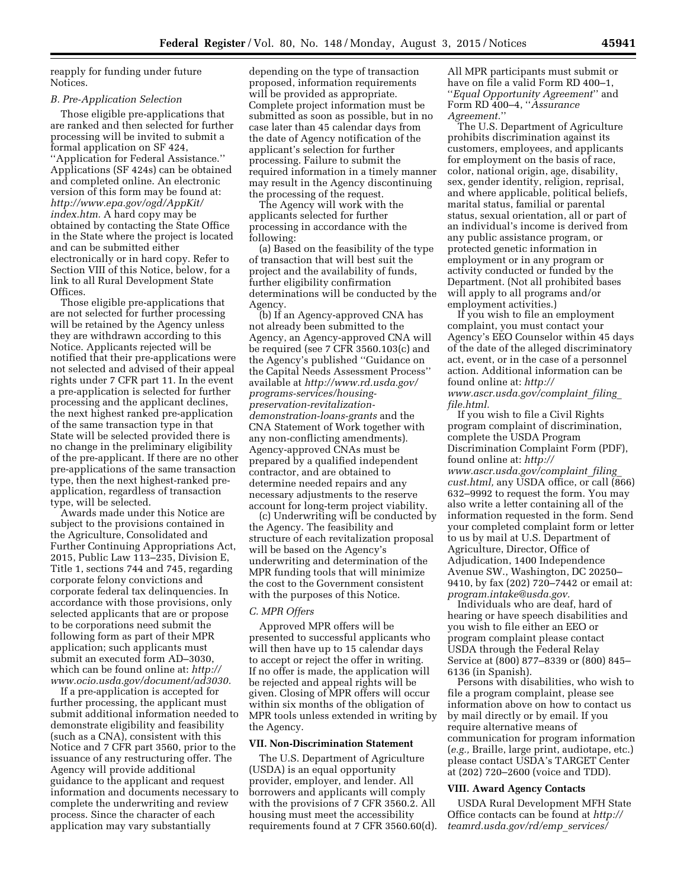reapply for funding under future Notices.

### B. Pre-Application Selection

Those eligible pre-applications that are ranked and then selected for further processing will be invited to submit a formal application on SF 424, ''Application for Federal Assistance.'' Applications (SF 424s) can be obtained and completed online. An electronic version of this form may be found at: *http://www.epa.gov/ogd/AppKit/index.htm.* A hard copy may be obtained by contacting the State Office in the State where the project is located and can be submitted either electronically or in hard copy. Refer to Section VIII of this Notice, below, for a link to all Rural Development State Offices.

Those eligible pre-applications that are not selected for further processing will be retained by the Agency unless they are withdrawn according to this Notice. Applicants rejected will be notified that their pre-applications were not selected and advised of their appeal rights under 7 CFR part 11. In the event a pre-application is selected for further processing and the applicant declines, the next highest ranked pre-application of the same transaction type in that State will be selected provided there is no change in the preliminary eligibility of the pre-applicant. If there are no other pre-applications of the same transaction type, then the next highest-ranked pre-application, regardless of transaction type, will be selected.

Awards made under this Notice are subject to the provisions contained in the Agriculture, Consolidated and Further Continuing Appropriations Act, 2015, Public Law 113–235, Division E, Title 1, sections 744 and 745, regarding corporate felony convictions and corporate federal tax delinquencies. In accordance with those provisions, only selected applicants that are or propose to be corporations need submit the following form as part of their MPR application; such applicants must submit an executed form AD–3030, which can be found online at: *http://www.ocio.usda.gov/document/ad3030.*

If a pre-application is accepted for further processing, the applicant must submit additional information needed to demonstrate eligibility and feasibility (such as a CNA), consistent with this Notice and 7 CFR part 3560, prior to the issuance of any restructuring offer. The Agency will provide additional guidance to the applicant and request information and documents necessary to complete the underwriting and review process. Since the character of each application may vary substantially depending on the type of transaction proposed, information requirements will be provided as appropriate. Complete project information must be submitted as soon as possible, but in no case later than 45 calendar days from the date of Agency notification of the applicant's selection for further processing. Failure to submit the required information in a timely manner may result in the Agency discontinuing the processing of the request.

The Agency will work with the applicants selected for further processing in accordance with the following:

(a) Based on the feasibility of the type of transaction that will best suit the project and the availability of funds, further eligibility confirmation determinations will be conducted by the Agency.

(b) If an Agency-approved CNA has not already been submitted to the Agency, an Agency-approved CNA will be required (see 7 CFR 3560.103(c) and the Agency's published ''Guidance on the Capital Needs Assessment Process'' available at *http://www.rd.usda.gov/programs-services/housing-preservation-revitalization-demonstration-loans-grants* and the CNA Statement of Work together with any non-conflicting amendments). Agency-approved CNAs must be prepared by a qualified independent contractor, and are obtained to determine needed repairs and any necessary adjustments to the reserve account for long-term project viability.

(c) Underwriting will be conducted by the Agency. The feasibility and structure of each revitalization proposal will be based on the Agency's underwriting and determination of the MPR funding tools that will minimize the cost to the Government consistent with the purposes of this Notice.

### C. MPR Offers

Approved MPR offers will be presented to successful applicants who will then have up to 15 calendar days to accept or reject the offer in writing. If no offer is made, the application will be rejected and appeal rights will be given. Closing of MPR offers will occur within six months of the obligation of MPR tools unless extended in writing by the Agency.

## VII. Non-Discrimination Statement

The U.S. Department of Agriculture (USDA) is an equal opportunity provider, employer, and lender. All borrowers and applicants will comply with the provisions of 7 CFR 3560.2. All housing must meet the accessibility requirements found at 7 CFR 3560.60(d). All MPR participants must submit or have on file a valid Form RD 400–1, ''*Equal Opportunity Agreement*'' and Form RD 400–4, ''*Assurance Agreement.*''

The U.S. Department of Agriculture prohibits discrimination against its customers, employees, and applicants for employment on the basis of race, color, national origin, age, disability, sex, gender identity, religion, reprisal, and where applicable, political beliefs, marital status, familial or parental status, sexual orientation, all or part of an individual's income is derived from any public assistance program, or protected genetic information in employment or in any program or activity conducted or funded by the Department. (Not all prohibited bases will apply to all programs and/or employment activities.)

If you wish to file an employment complaint, you must contact your Agency's EEO Counselor within 45 days of the date of the alleged discriminatory act, event, or in the case of a personnel action. Additional information can be found online at: *http://www.ascr.usda.gov/complaint_filing_file.html.*

If you wish to file a Civil Rights program complaint of discrimination, complete the USDA Program Discrimination Complaint Form (PDF), found online at: *http://www.ascr.usda.gov/complaint_filing_cust.html,* any USDA office, or call (866) 632–9992 to request the form. You may also write a letter containing all of the information requested in the form. Send your completed complaint form or letter to us by mail at U.S. Department of Agriculture, Director, Office of Adjudication, 1400 Independence Avenue SW., Washington, DC 20250–9410, by fax (202) 720–7442 or email at: *program.intake@usda.gov.*

Individuals who are deaf, hard of hearing or have speech disabilities and you wish to file either an EEO or program complaint please contact USDA through the Federal Relay Service at (800) 877–8339 or (800) 845–6136 (in Spanish).

Persons with disabilities, who wish to file a program complaint, please see information above on how to contact us by mail directly or by email. If you require alternative means of communication for program information (*e.g.,* Braille, large print, audiotape, etc.) please contact USDA's TARGET Center at (202) 720–2600 (voice and TDD).

## VIII. Award Agency Contacts

USDA Rural Development MFH State Office contacts can be found at *http://teamrd.usda.gov/rd/emp_services/*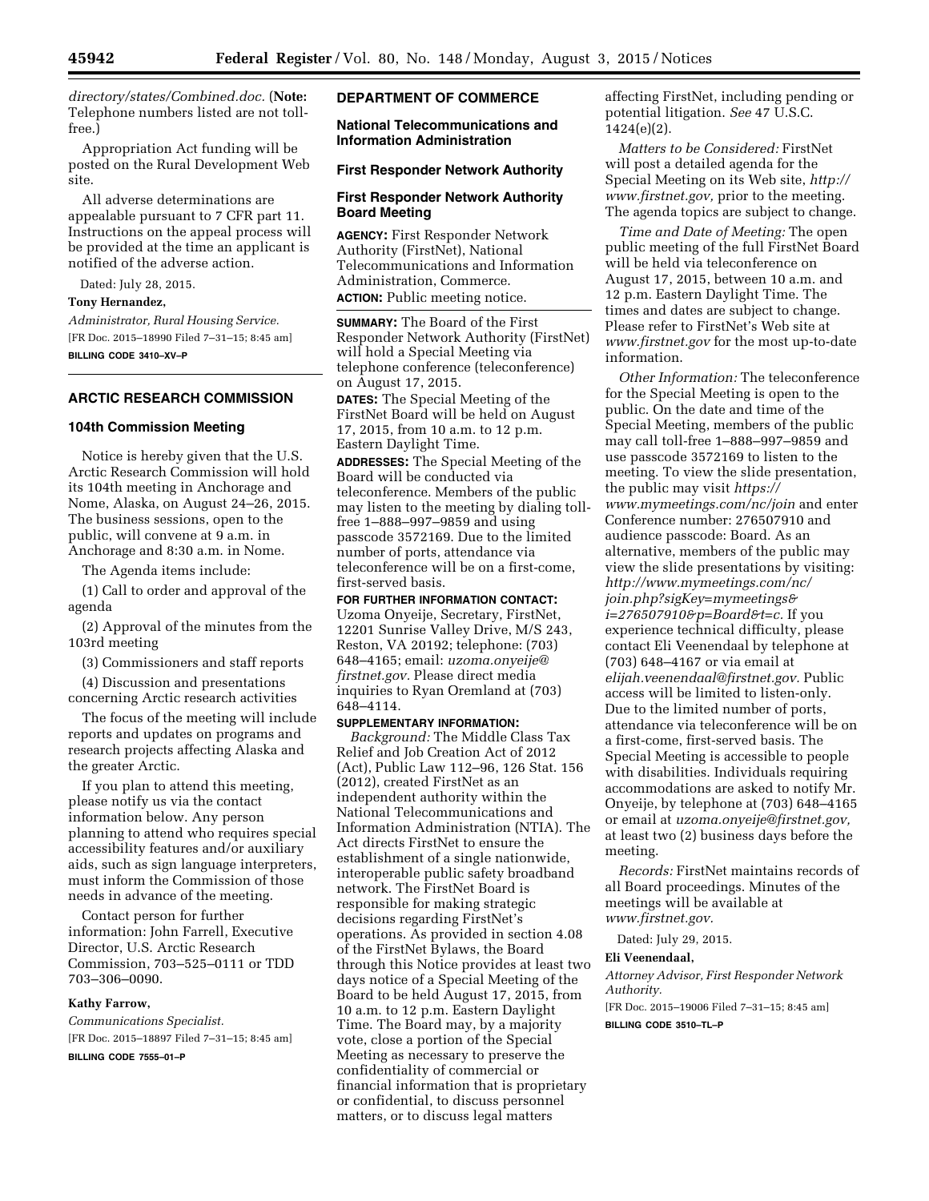*directory/states/Combined.doc.* (**Note:** Telephone numbers listed are not toll-free.)

Appropriation Act funding will be posted on the Rural Development Web site.

All adverse determinations are appealable pursuant to 7 CFR part 11. Instructions on the appeal process will be provided at the time an applicant is notified of the adverse action.

Dated: July 28, 2015.

**Tony Hernandez,**

*Administrator, Rural Housing Service.*

[FR Doc. 2015–18990 Filed 7–31–15; 8:45 am]

**BILLING CODE 3410–XV–P**

## ARCTIC RESEARCH COMMISSION

### 104th Commission Meeting

Notice is hereby given that the U.S. Arctic Research Commission will hold its 104th meeting in Anchorage and Nome, Alaska, on August 24–26, 2015. The business sessions, open to the public, will convene at 9 a.m. in Anchorage and 8:30 a.m. in Nome.

The Agenda items include:

(1) Call to order and approval of the agenda

(2) Approval of the minutes from the 103rd meeting

(3) Commissioners and staff reports

(4) Discussion and presentations concerning Arctic research activities

The focus of the meeting will include reports and updates on programs and research projects affecting Alaska and the greater Arctic.

If you plan to attend this meeting, please notify us via the contact information below. Any person planning to attend who requires special accessibility features and/or auxiliary aids, such as sign language interpreters, must inform the Commission of those needs in advance of the meeting.

Contact person for further information: John Farrell, Executive Director, U.S. Arctic Research Commission, 703–525–0111 or TDD 703–306–0090.

**Kathy Farrow,**

*Communications Specialist.*

[FR Doc. 2015–18897 Filed 7–31–15; 8:45 am]

**BILLING CODE 7555–01–P**

## DEPARTMENT OF COMMERCE

### National Telecommunications and Information Administration

### First Responder Network Authority

### First Responder Network Authority Board Meeting

**AGENCY:** First Responder Network Authority (FirstNet), National Telecommunications and Information Administration, Commerce.

**ACTION:** Public meeting notice.

**SUMMARY:** The Board of the First Responder Network Authority (FirstNet) will hold a Special Meeting via telephone conference (teleconference) on August 17, 2015.

**DATES:** The Special Meeting of the FirstNet Board will be held on August 17, 2015, from 10 a.m. to 12 p.m. Eastern Daylight Time.

**ADDRESSES:** The Special Meeting of the Board will be conducted via teleconference. Members of the public may listen to the meeting by dialing toll-free 1–888–997–9859 and using passcode 3572169. Due to the limited number of ports, attendance via teleconference will be on a first-come, first-served basis.

**FOR FURTHER INFORMATION CONTACT:** Uzoma Onyeije, Secretary, FirstNet, 12201 Sunrise Valley Drive, M/S 243, Reston, VA 20192; telephone: (703) 648–4165; email: *uzoma.onyeije@firstnet.gov.* Please direct media inquiries to Ryan Oremland at (703) 648–4114.

**SUPPLEMENTARY INFORMATION:**

*Background:* The Middle Class Tax Relief and Job Creation Act of 2012 (Act), Public Law 112–96, 126 Stat. 156 (2012), created FirstNet as an independent authority within the National Telecommunications and Information Administration (NTIA). The Act directs FirstNet to ensure the establishment of a single nationwide, interoperable public safety broadband network. The FirstNet Board is responsible for making strategic decisions regarding FirstNet's operations. As provided in section 4.08 of the FirstNet Bylaws, the Board through this Notice provides at least two days notice of a Special Meeting of the Board to be held August 17, 2015, from 10 a.m. to 12 p.m. Eastern Daylight Time. The Board may, by a majority vote, close a portion of the Special Meeting as necessary to preserve the confidentiality of commercial or financial information that is proprietary or confidential, to discuss personnel matters, or to discuss legal matters affecting FirstNet, including pending or potential litigation. *See* 47 U.S.C. 1424(e)(2).

*Matters to be Considered:* FirstNet will post a detailed agenda for the Special Meeting on its Web site, *http://www.firstnet.gov,* prior to the meeting. The agenda topics are subject to change.

*Time and Date of Meeting:* The open public meeting of the full FirstNet Board will be held via teleconference on August 17, 2015, between 10 a.m. and 12 p.m. Eastern Daylight Time. The times and dates are subject to change. Please refer to FirstNet's Web site at *www.firstnet.gov* for the most up-to-date information.

*Other Information:* The teleconference for the Special Meeting is open to the public. On the date and time of the Special Meeting, members of the public may call toll-free 1–888–997–9859 and use passcode 3572169 to listen to the meeting. To view the slide presentation, the public may visit *https://www.mymeetings.com/nc/join* and enter Conference number: 276507910 and audience passcode: Board. As an alternative, members of the public may view the slide presentations by visiting: *http://www.mymeetings.com/nc/join.php?sigKey=mymeetings&i=276507910&p=Board&t=c.* If you experience technical difficulty, please contact Eli Veenendaal by telephone at (703) 648–4167 or via email at *elijah.veenendaal@firstnet.gov.* Public access will be limited to listen-only. Due to the limited number of ports, attendance via teleconference will be on a first-come, first-served basis. The Special Meeting is accessible to people with disabilities. Individuals requiring accommodations are asked to notify Mr. Onyeije, by telephone at (703) 648–4165 or email at *uzoma.onyeije@firstnet.gov,* at least two (2) business days before the meeting.

*Records:* FirstNet maintains records of all Board proceedings. Minutes of the meetings will be available at *www.firstnet.gov.*

Dated: July 29, 2015.

**Eli Veenendaal,**

*Attorney Advisor, First Responder Network Authority.*

[FR Doc. 2015–19006 Filed 7–31–15; 8:45 am]

**BILLING CODE 3510–TL–P**